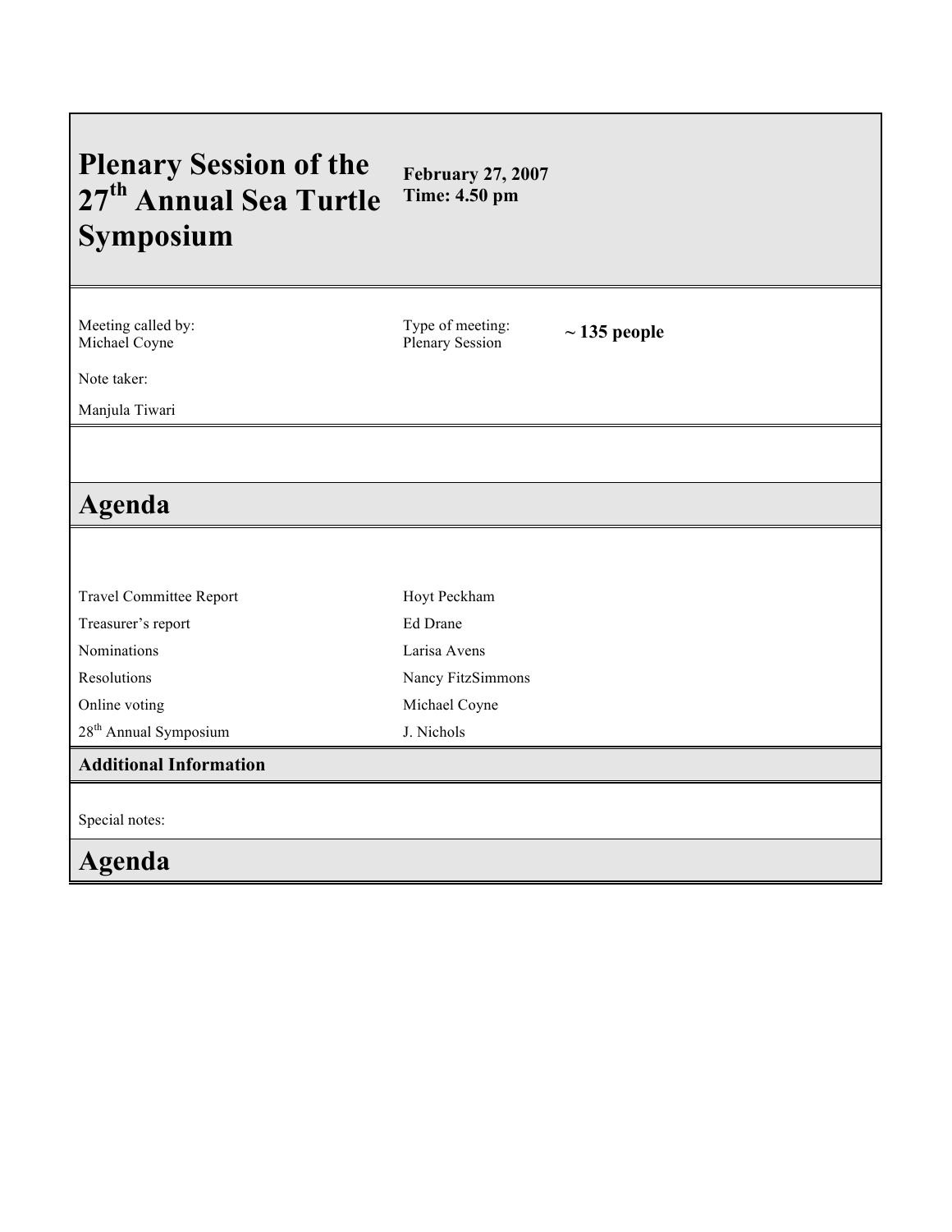# Plenary Session of the 27th Annual Sea Turtle Symposium

**February 27, 2007**
**Time: 4.50 pm**

Meeting called by:
Michael Coyne

Type of meeting:
Plenary Session

**~ 135 people**

Note taker:

Manjula Tiwari

## Agenda

| | |
|---|---|
| Travel Committee Report | Hoyt Peckham |
| Treasurer's report | Ed Drane |
| Nominations | Larisa Avens |
| Resolutions | Nancy FitzSimmons |
| Online voting | Michael Coyne |
| 28th Annual Symposium | J. Nichols |

### Additional Information

Special notes:

## Agenda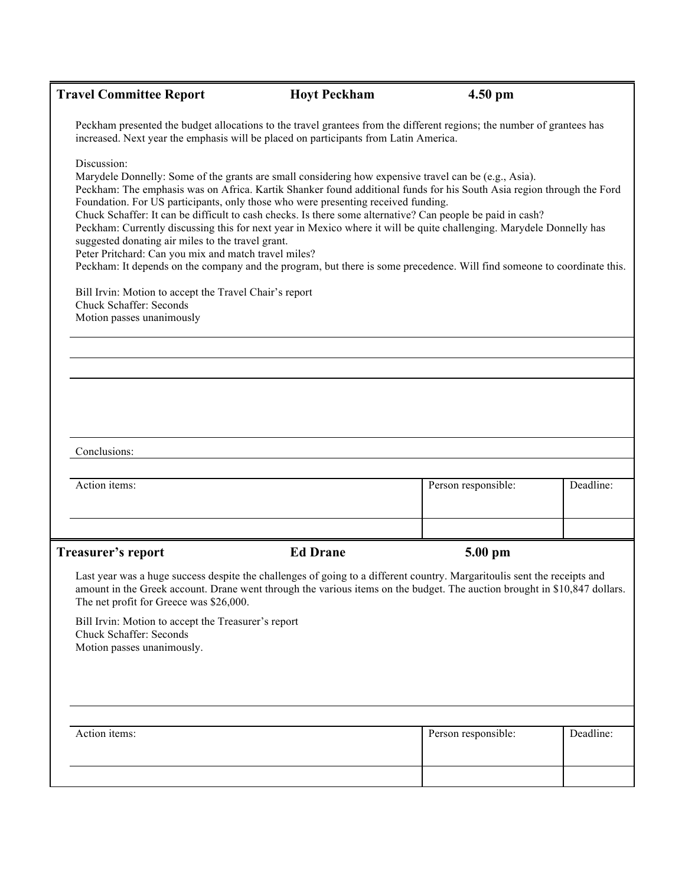| Travel Committee Report | Hoyt Peckham | 4.50 pm |
|---|---|---|

Peckham presented the budget allocations to the travel grantees from the different regions; the number of grantees has increased. Next year the emphasis will be placed on participants from Latin America.

Discussion:
Marydele Donnelly: Some of the grants are small considering how expensive travel can be (e.g., Asia).
Peckham: The emphasis was on Africa. Kartik Shanker found additional funds for his South Asia region through the Ford Foundation. For US participants, only those who were presenting received funding.
Chuck Schaffer: It can be difficult to cash checks. Is there some alternative? Can people be paid in cash?
Peckham: Currently discussing this for next year in Mexico where it will be quite challenging. Marydele Donnelly has suggested donating air miles to the travel grant.
Peter Pritchard: Can you mix and match travel miles?
Peckham: It depends on the company and the program, but there is some precedence. Will find someone to coordinate this.

Bill Irvin: Motion to accept the Travel Chair's report
Chuck Schaffer: Seconds
Motion passes unanimously

Conclusions:

| Action items: | Person responsible: | Deadline: |
|---|---|---|
| | | |

| Treasurer's report | Ed Drane | 5.00 pm |
|---|---|---|

Last year was a huge success despite the challenges of going to a different country. Margaritoulis sent the receipts and amount in the Greek account. Drane went through the various items on the budget. The auction brought in $10,847 dollars. The net profit for Greece was $26,000.

Bill Irvin: Motion to accept the Treasurer's report
Chuck Schaffer: Seconds
Motion passes unanimously.

| Action items: | Person responsible: | Deadline: |
|---|---|---|
| | | |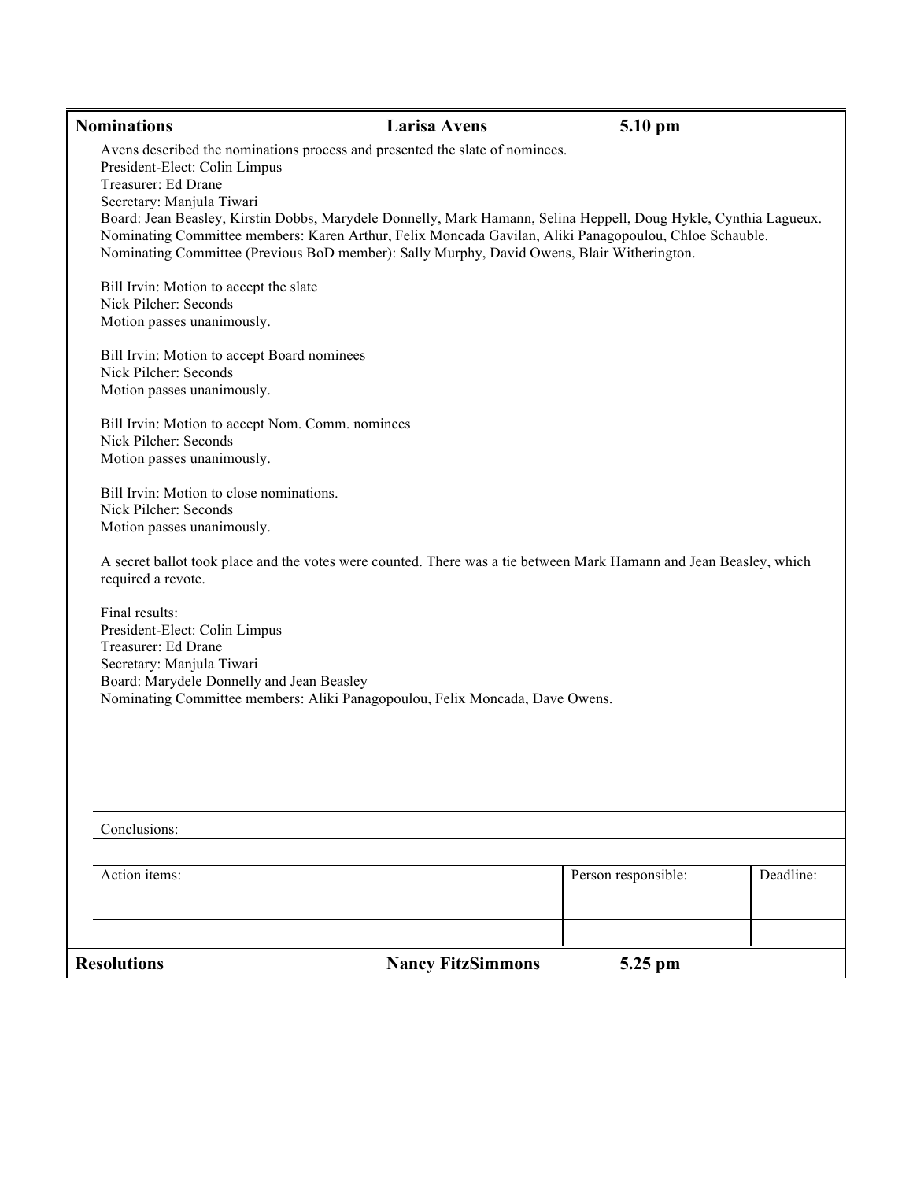| Nominations | Larisa Avens | 5.10 pm |
|---|---|---|

Avens described the nominations process and presented the slate of nominees.
President-Elect: Colin Limpus
Treasurer: Ed Drane
Secretary: Manjula Tiwari
Board: Jean Beasley, Kirstin Dobbs, Marydele Donnelly, Mark Hamann, Selina Heppell, Doug Hykle, Cynthia Lagueux.
Nominating Committee members: Karen Arthur, Felix Moncada Gavilan, Aliki Panagopoulou, Chloe Schauble.
Nominating Committee (Previous BoD member): Sally Murphy, David Owens, Blair Witherington.

Bill Irvin: Motion to accept the slate
Nick Pilcher: Seconds
Motion passes unanimously.

Bill Irvin: Motion to accept Board nominees
Nick Pilcher: Seconds
Motion passes unanimously.

Bill Irvin: Motion to accept Nom. Comm. nominees
Nick Pilcher: Seconds
Motion passes unanimously.

Bill Irvin: Motion to close nominations.
Nick Pilcher: Seconds
Motion passes unanimously.

A secret ballot took place and the votes were counted. There was a tie between Mark Hamann and Jean Beasley, which required a revote.

Final results:
President-Elect: Colin Limpus
Treasurer: Ed Drane
Secretary: Manjula Tiwari
Board: Marydele Donnelly and Jean Beasley
Nominating Committee members: Aliki Panagopoulou, Felix Moncada, Dave Owens.

Conclusions:

| Action items: | Person responsible: | Deadline: |
|---|---|---|
| | | |

| Resolutions | Nancy FitzSimmons | 5.25 pm |
|---|---|---|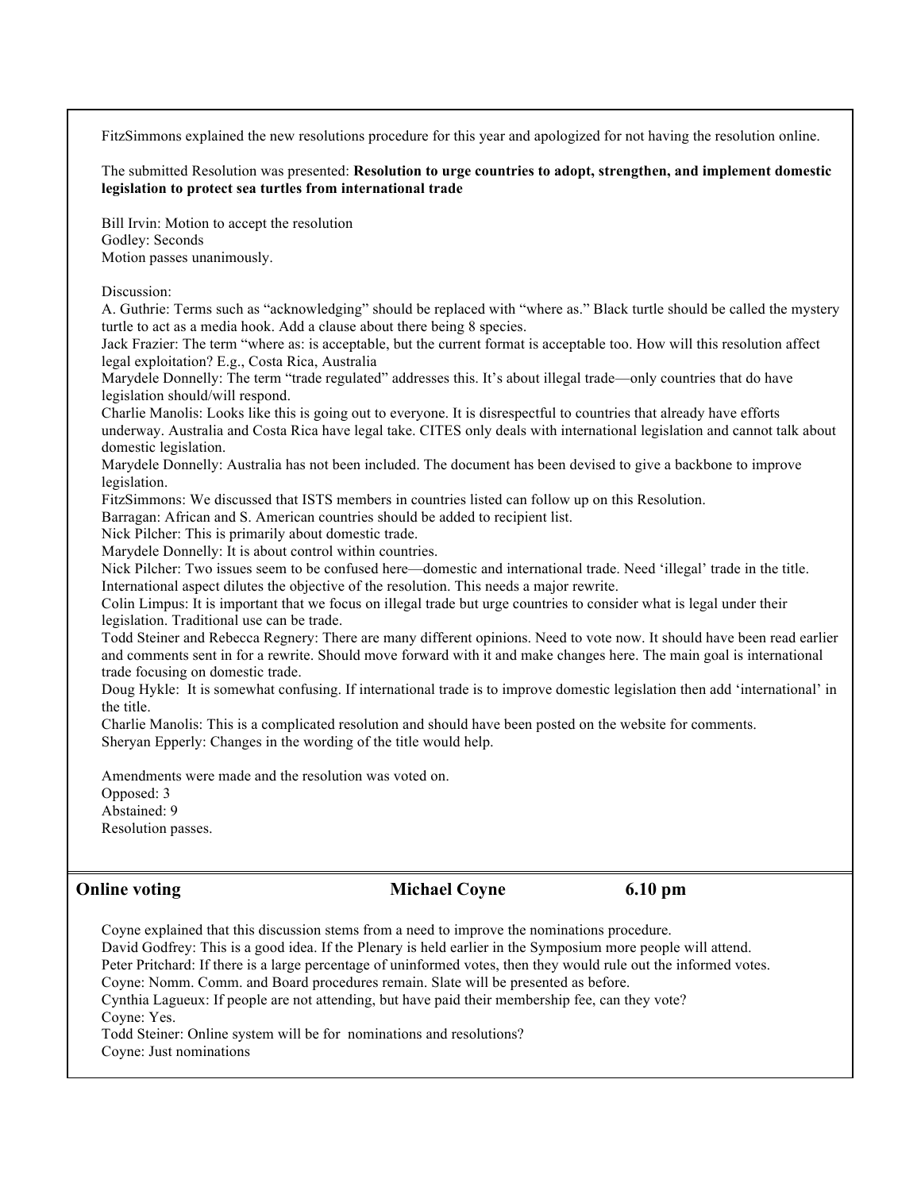FitzSimmons explained the new resolutions procedure for this year and apologized for not having the resolution online.

The submitted Resolution was presented: **Resolution to urge countries to adopt, strengthen, and implement domestic legislation to protect sea turtles from international trade**

Bill Irvin: Motion to accept the resolution
Godley: Seconds
Motion passes unanimously.

Discussion:
A. Guthrie: Terms such as "acknowledging" should be replaced with "where as." Black turtle should be called the mystery turtle to act as a media hook. Add a clause about there being 8 species.
Jack Frazier: The term "where as: is acceptable, but the current format is acceptable too. How will this resolution affect legal exploitation? E.g., Costa Rica, Australia
Marydele Donnelly: The term "trade regulated" addresses this. It's about illegal trade—only countries that do have legislation should/will respond.
Charlie Manolis: Looks like this is going out to everyone. It is disrespectful to countries that already have efforts underway. Australia and Costa Rica have legal take. CITES only deals with international legislation and cannot talk about domestic legislation.
Marydele Donnelly: Australia has not been included. The document has been devised to give a backbone to improve legislation.
FitzSimmons: We discussed that ISTS members in countries listed can follow up on this Resolution.
Barragan: African and S. American countries should be added to recipient list.
Nick Pilcher: This is primarily about domestic trade.
Marydele Donnelly: It is about control within countries.
Nick Pilcher: Two issues seem to be confused here—domestic and international trade. Need 'illegal' trade in the title. International aspect dilutes the objective of the resolution. This needs a major rewrite.
Colin Limpus: It is important that we focus on illegal trade but urge countries to consider what is legal under their legislation. Traditional use can be trade.
Todd Steiner and Rebecca Regnery: There are many different opinions. Need to vote now. It should have been read earlier and comments sent in for a rewrite. Should move forward with it and make changes here. The main goal is international trade focusing on domestic trade.
Doug Hykle: It is somewhat confusing. If international trade is to improve domestic legislation then add 'international' in the title.
Charlie Manolis: This is a complicated resolution and should have been posted on the website for comments.
Sheryan Epperly: Changes in the wording of the title would help.

Amendments were made and the resolution was voted on.
Opposed: 3
Abstained: 9
Resolution passes.

## Online voting — Michael Coyne — 6.10 pm

Coyne explained that this discussion stems from a need to improve the nominations procedure.
David Godfrey: This is a good idea. If the Plenary is held earlier in the Symposium more people will attend.
Peter Pritchard: If there is a large percentage of uninformed votes, then they would rule out the informed votes.
Coyne: Nomm. Comm. and Board procedures remain. Slate will be presented as before.
Cynthia Lagueux: If people are not attending, but have paid their membership fee, can they vote?
Coyne: Yes.
Todd Steiner: Online system will be for nominations and resolutions?
Coyne: Just nominations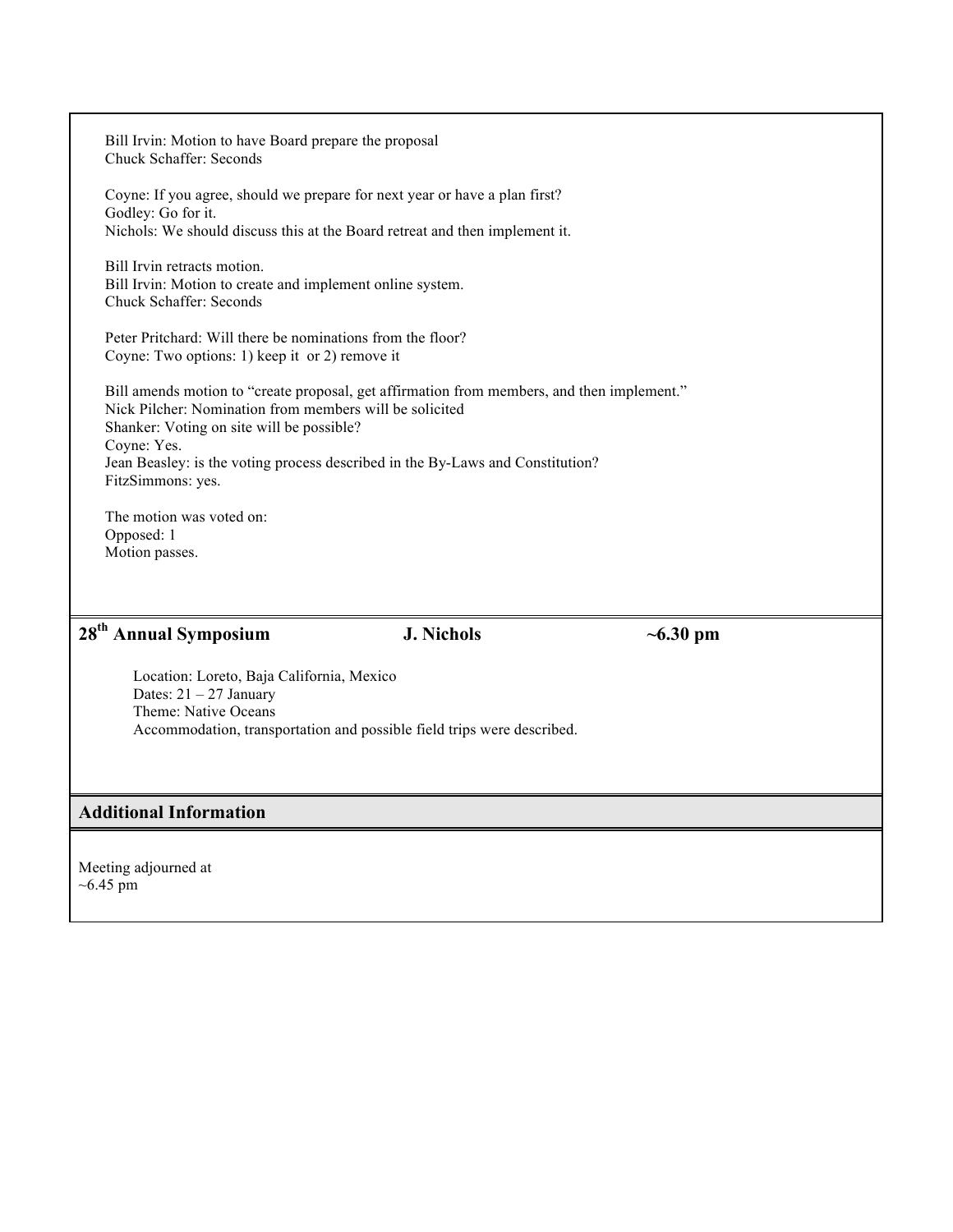Bill Irvin: Motion to have Board prepare the proposal
Chuck Schaffer: Seconds

Coyne: If you agree, should we prepare for next year or have a plan first?
Godley: Go for it.
Nichols: We should discuss this at the Board retreat and then implement it.

Bill Irvin retracts motion.
Bill Irvin: Motion to create and implement online system.
Chuck Schaffer: Seconds

Peter Pritchard: Will there be nominations from the floor?
Coyne: Two options: 1) keep it or 2) remove it

Bill amends motion to "create proposal, get affirmation from members, and then implement."
Nick Pilcher: Nomination from members will be solicited
Shanker: Voting on site will be possible?
Coyne: Yes.
Jean Beasley: is the voting process described in the By-Laws and Constitution?
FitzSimmons: yes.

The motion was voted on:
Opposed: 1
Motion passes.

## 28th Annual Symposium — J. Nichols — ~6.30 pm

Location: Loreto, Baja California, Mexico
Dates: 21 – 27 January
Theme: Native Oceans
Accommodation, transportation and possible field trips were described.

## Additional Information

Meeting adjourned at
~6.45 pm